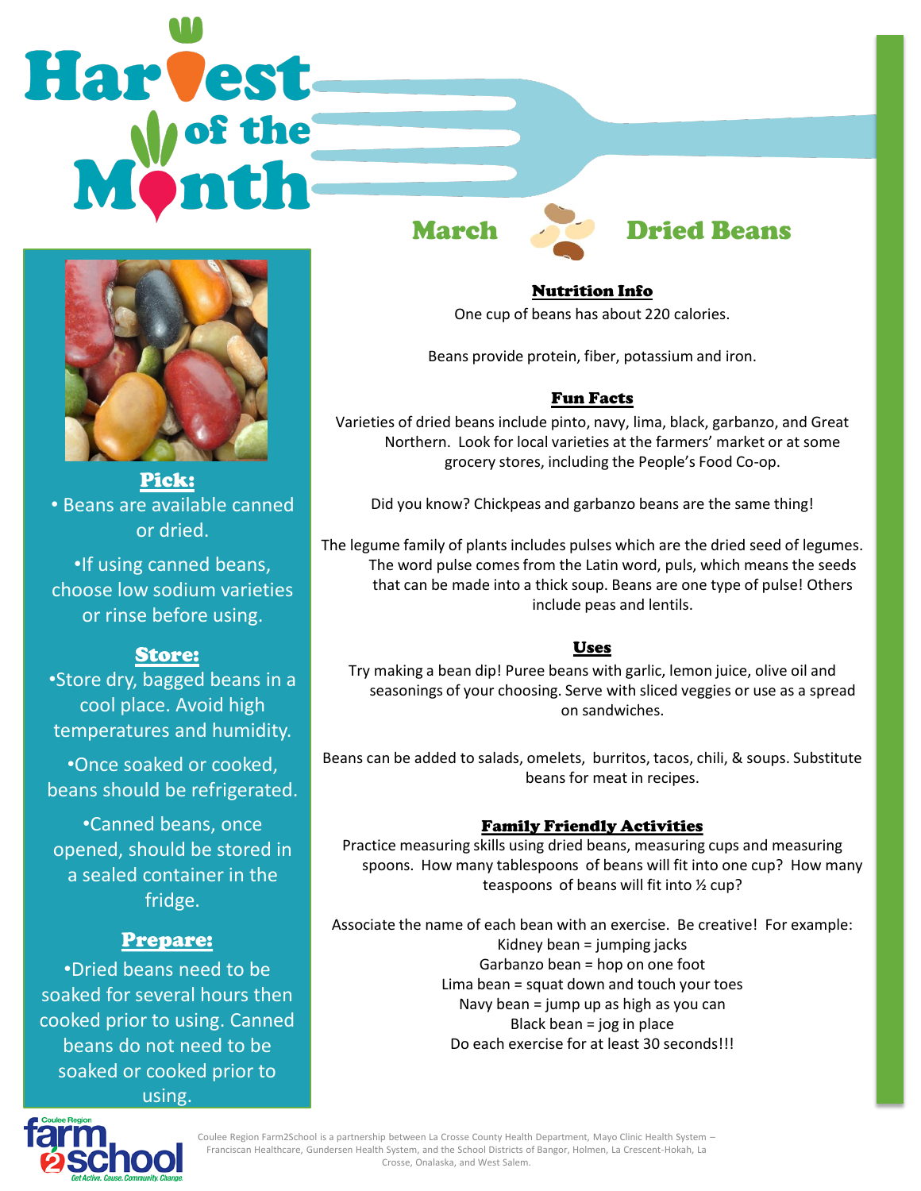# Harvest of the Month

## March — Dried Beans

### Pick:

- Beans are available canned or dried.
- If using canned beans, choose low sodium varieties or rinse before using.

### Store:

- Store dry, bagged beans in a cool place. Avoid high temperatures and humidity.
- Once soaked or cooked, beans should be refrigerated.
- Canned beans, once opened, should be stored in a sealed container in the fridge.

### Prepare:

- Dried beans need to be soaked for several hours then cooked prior to using. Canned beans do not need to be soaked or cooked prior to using.

### Nutrition Info

One cup of beans has about 220 calories.

Beans provide protein, fiber, potassium and iron.

### Fun Facts

Varieties of dried beans include pinto, navy, lima, black, garbanzo, and Great Northern. Look for local varieties at the farmers' market or at some grocery stores, including the People's Food Co-op.

Did you know? Chickpeas and garbanzo beans are the same thing!

The legume family of plants includes pulses which are the dried seed of legumes. The word pulse comes from the Latin word, puls, which means the seeds that can be made into a thick soup. Beans are one type of pulse! Others include peas and lentils.

### Uses

Try making a bean dip! Puree beans with garlic, lemon juice, olive oil and seasonings of your choosing. Serve with sliced veggies or use as a spread on sandwiches.

Beans can be added to salads, omelets, burritos, tacos, chili, & soups. Substitute beans for meat in recipes.

### Family Friendly Activities

Practice measuring skills using dried beans, measuring cups and measuring spoons. How many tablespoons of beans will fit into one cup? How many teaspoons of beans will fit into ½ cup?

Associate the name of each bean with an exercise. Be creative! For example:

Kidney bean = jumping jacks
Garbanzo bean = hop on one foot
Lima bean = squat down and touch your toes
Navy bean = jump up as high as you can
Black bean = jog in place
Do each exercise for at least 30 seconds!!!

Coulee Region farm2school — Get Active. Cause. Community. Change.

Coulee Region Farm2School is a partnership between La Crosse County Health Department, Mayo Clinic Health System – Franciscan Healthcare, Gundersen Health System, and the School Districts of Bangor, Holmen, La Crescent-Hokah, La Crosse, Onalaska, and West Salem.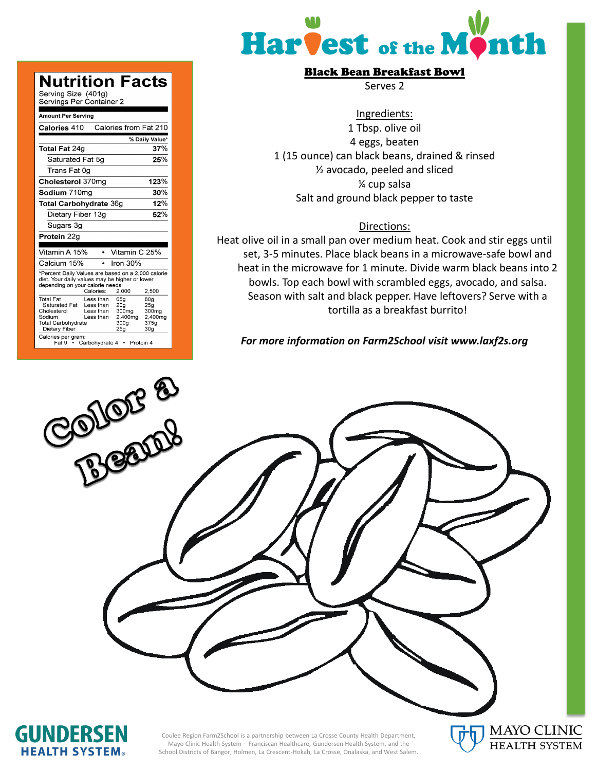# Harvest of the Month

## Nutrition Facts

Serving Size (401g)
Servings Per Container 2

**Amount Per Serving**

| | |
|---|---|
| **Calories** 410 | Calories from Fat 210 |
| | **% Daily Value*** |
| **Total Fat** 24g | **37%** |
| Saturated Fat 5g | **25%** |
| Trans Fat 0g | |
| **Cholesterol** 370mg | **123%** |
| **Sodium** 710mg | **30%** |
| **Total Carbohydrate** 36g | **12%** |
| Dietary Fiber 13g | **52%** |
| Sugars 3g | |
| **Protein** 22g | |

Vitamin A 15% • Vitamin C 25%
Calcium 15% • Iron 30%

*Percent Daily Values are based on a 2,000 calorie diet. Your daily values may be higher or lower depending on your calorie needs:

| | Calories: | 2,000 | 2,500 |
|---|---|---|---|
| Total Fat | Less than | 65g | 80g |
| Saturated Fat | Less than | 20g | 25g |
| Cholesterol | Less than | 300mg | 300mg |
| Sodium | Less than | 2,400mg | 2,400mg |
| Total Carbohydrate | | 300g | 375g |
| Dietary Fiber | | 25g | 30g |

Calories per gram:
Fat 9 • Carbohydrate 4 • Protein 4

## Black Bean Breakfast Bowl

Serves 2

### Ingredients:

1 Tbsp. olive oil
4 eggs, beaten
1 (15 ounce) can black beans, drained & rinsed
½ avocado, peeled and sliced
¼ cup salsa
Salt and ground black pepper to taste

### Directions:

Heat olive oil in a small pan over medium heat. Cook and stir eggs until set, 3-5 minutes. Place black beans in a microwave-safe bowl and heat in the microwave for 1 minute. Divide warm black beans into 2 bowls. Top each bowl with scrambled eggs, avocado, and salsa. Season with salt and black pepper. Have leftovers? Serve with a tortilla as a breakfast burrito!

***For more information on Farm2School visit www.laxf2s.org***

Color a Bean!

GUNDERSEN HEALTH SYSTEM

Coulee Region Farm2School is a partnership between La Crosse County Health Department, Mayo Clinic Health System – Franciscan Healthcare, Gundersen Health System, and the School Districts of Bangor, Holmen, La Crescent-Hokah, La Crosse, Onalaska, and West Salem.

MAYO CLINIC HEALTH SYSTEM